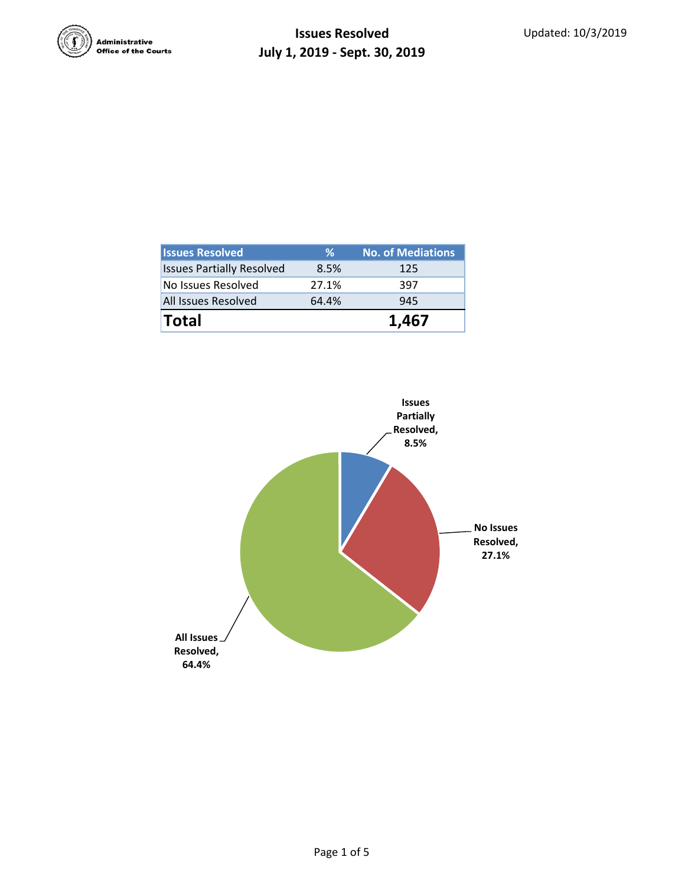Administrative Office of the Courts

# Issues Resolved
## July 1, 2019 - Sept. 30, 2019

Updated: 10/3/2019

| Issues Resolved | % | No. of Mediations |
|---|---|---|
| Issues Partially Resolved | 8.5% | 125 |
| No Issues Resolved | 27.1% | 397 |
| All Issues Resolved | 64.4% | 945 |
| **Total** | | **1,467** |

**Issues Partially Resolved, 8.5%**

**No Issues Resolved, 27.1%**

**All Issues Resolved, 64.4%**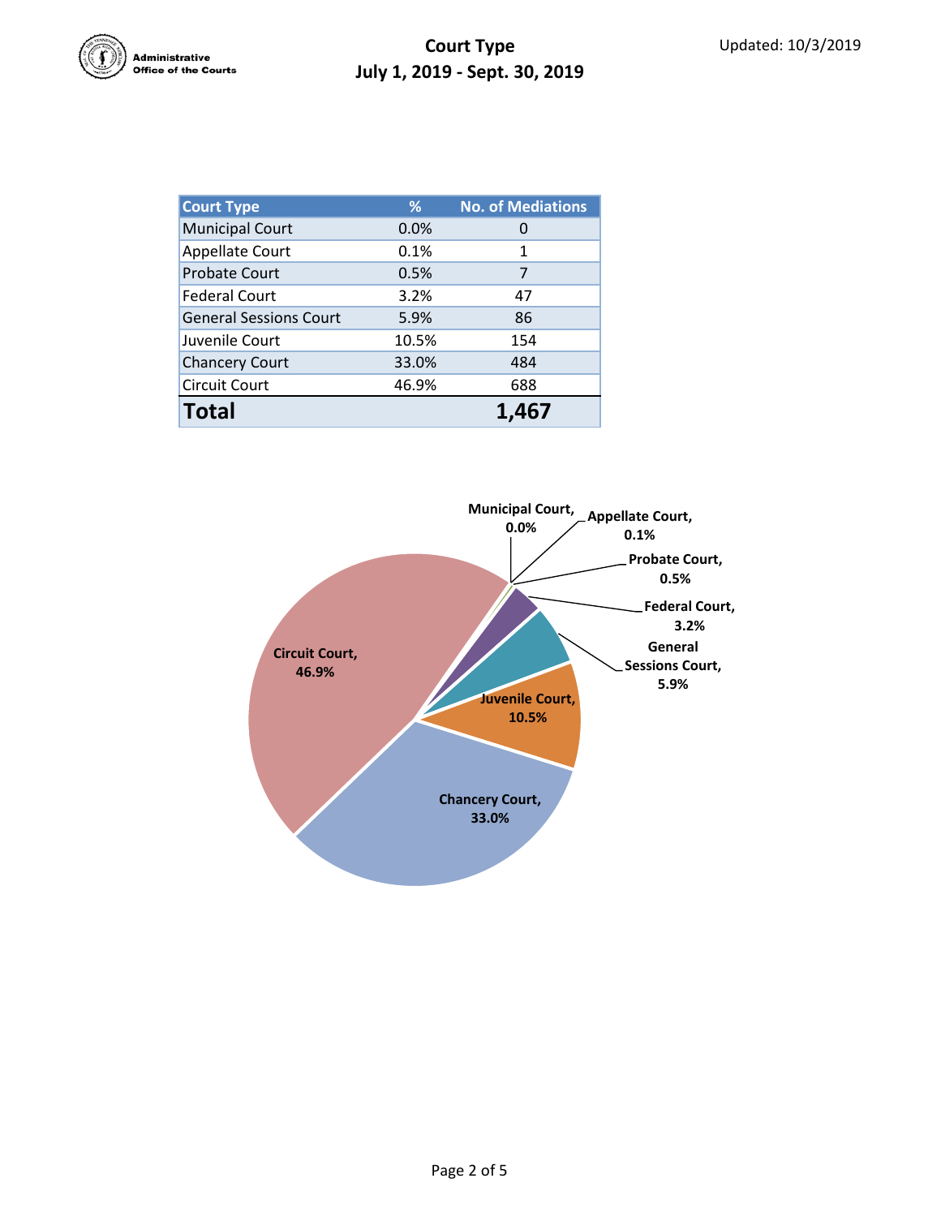Administrative Office of the Courts

# Court Type
## July 1, 2019 - Sept. 30, 2019

Updated: 10/3/2019

| Court Type | % | No. of Mediations |
|---|---|---|
| Municipal Court | 0.0% | 0 |
| Appellate Court | 0.1% | 1 |
| Probate Court | 0.5% | 7 |
| Federal Court | 3.2% | 47 |
| General Sessions Court | 5.9% | 86 |
| Juvenile Court | 10.5% | 154 |
| Chancery Court | 33.0% | 484 |
| Circuit Court | 46.9% | 688 |
| **Total** | | **1,467** |

Municipal Court, 0.0%
Appellate Court, 0.1%
Probate Court, 0.5%
Federal Court, 3.2%
General Sessions Court, 5.9%
Juvenile Court, 10.5%
Chancery Court, 33.0%
Circuit Court, 46.9%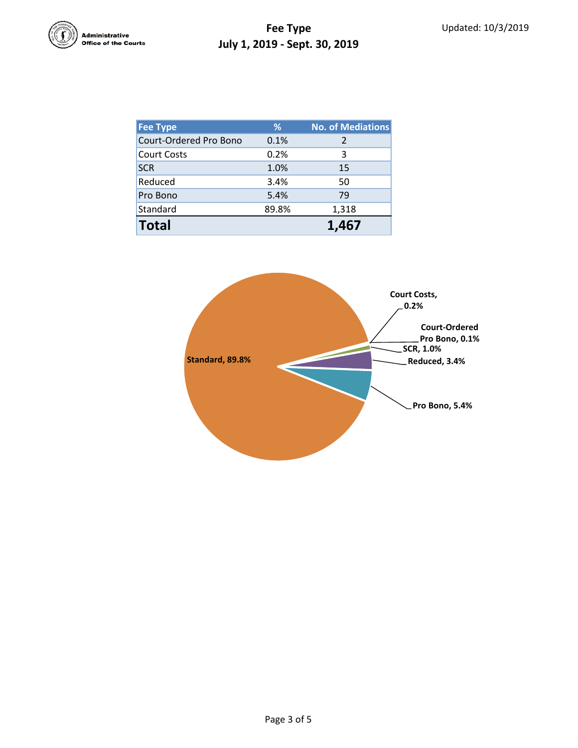Administrative Office of the Courts

# Fee Type
## July 1, 2019 - Sept. 30, 2019

Updated: 10/3/2019

| Fee Type | % | No. of Mediations |
|---|---|---|
| Court-Ordered Pro Bono | 0.1% | 2 |
| Court Costs | 0.2% | 3 |
| SCR | 1.0% | 15 |
| Reduced | 3.4% | 50 |
| Pro Bono | 5.4% | 79 |
| Standard | 89.8% | 1,318 |
| **Total** | | **1,467** |

**Standard, 89.8%**
**Court Costs, 0.2%**
**Court-Ordered Pro Bono, 0.1%**
**SCR, 1.0%**
**Reduced, 3.4%**
**Pro Bono, 5.4%**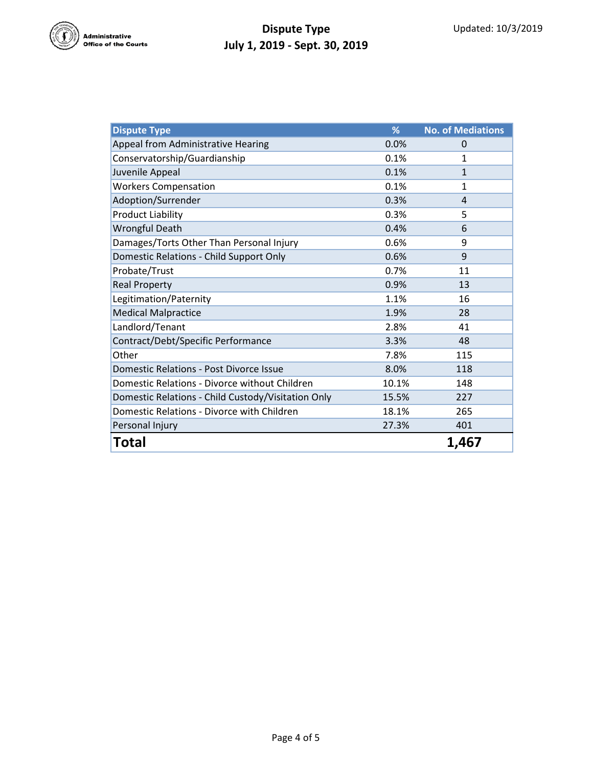Administrative Office of the Courts

# Dispute Type
## July 1, 2019 - Sept. 30, 2019

Updated: 10/3/2019

| Dispute Type | % | No. of Mediations |
|---|---|---|
| Appeal from Administrative Hearing | 0.0% | 0 |
| Conservatorship/Guardianship | 0.1% | 1 |
| Juvenile Appeal | 0.1% | 1 |
| Workers Compensation | 0.1% | 1 |
| Adoption/Surrender | 0.3% | 4 |
| Product Liability | 0.3% | 5 |
| Wrongful Death | 0.4% | 6 |
| Damages/Torts Other Than Personal Injury | 0.6% | 9 |
| Domestic Relations - Child Support Only | 0.6% | 9 |
| Probate/Trust | 0.7% | 11 |
| Real Property | 0.9% | 13 |
| Legitimation/Paternity | 1.1% | 16 |
| Medical Malpractice | 1.9% | 28 |
| Landlord/Tenant | 2.8% | 41 |
| Contract/Debt/Specific Performance | 3.3% | 48 |
| Other | 7.8% | 115 |
| Domestic Relations - Post Divorce Issue | 8.0% | 118 |
| Domestic Relations - Divorce without Children | 10.1% | 148 |
| Domestic Relations - Child Custody/Visitation Only | 15.5% | 227 |
| Domestic Relations - Divorce with Children | 18.1% | 265 |
| Personal Injury | 27.3% | 401 |
| **Total** | | **1,467** |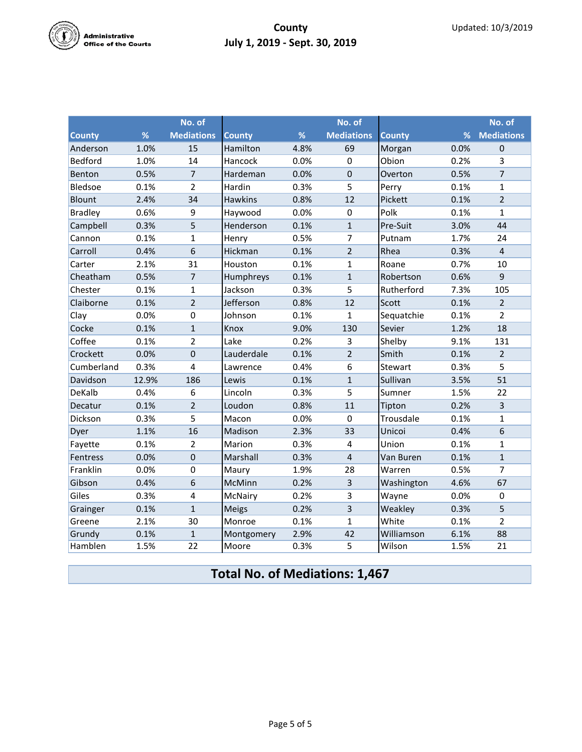Administrative Office of the Courts

# County

## July 1, 2019 - Sept. 30, 2019

Updated: 10/3/2019

| County | % | No. of Mediations | County | % | No. of Mediations | County | % | No. of Mediations |
|---|---|---|---|---|---|---|---|---|
| Anderson | 1.0% | 15 | Hamilton | 4.8% | 69 | Morgan | 0.0% | 0 |
| Bedford | 1.0% | 14 | Hancock | 0.0% | 0 | Obion | 0.2% | 3 |
| Benton | 0.5% | 7 | Hardeman | 0.0% | 0 | Overton | 0.5% | 7 |
| Bledsoe | 0.1% | 2 | Hardin | 0.3% | 5 | Perry | 0.1% | 1 |
| Blount | 2.4% | 34 | Hawkins | 0.8% | 12 | Pickett | 0.1% | 2 |
| Bradley | 0.6% | 9 | Haywood | 0.0% | 0 | Polk | 0.1% | 1 |
| Campbell | 0.3% | 5 | Henderson | 0.1% | 1 | Pre-Suit | 3.0% | 44 |
| Cannon | 0.1% | 1 | Henry | 0.5% | 7 | Putnam | 1.7% | 24 |
| Carroll | 0.4% | 6 | Hickman | 0.1% | 2 | Rhea | 0.3% | 4 |
| Carter | 2.1% | 31 | Houston | 0.1% | 1 | Roane | 0.7% | 10 |
| Cheatham | 0.5% | 7 | Humphreys | 0.1% | 1 | Robertson | 0.6% | 9 |
| Chester | 0.1% | 1 | Jackson | 0.3% | 5 | Rutherford | 7.3% | 105 |
| Claiborne | 0.1% | 2 | Jefferson | 0.8% | 12 | Scott | 0.1% | 2 |
| Clay | 0.0% | 0 | Johnson | 0.1% | 1 | Sequatchie | 0.1% | 2 |
| Cocke | 0.1% | 1 | Knox | 9.0% | 130 | Sevier | 1.2% | 18 |
| Coffee | 0.1% | 2 | Lake | 0.2% | 3 | Shelby | 9.1% | 131 |
| Crockett | 0.0% | 0 | Lauderdale | 0.1% | 2 | Smith | 0.1% | 2 |
| Cumberland | 0.3% | 4 | Lawrence | 0.4% | 6 | Stewart | 0.3% | 5 |
| Davidson | 12.9% | 186 | Lewis | 0.1% | 1 | Sullivan | 3.5% | 51 |
| DeKalb | 0.4% | 6 | Lincoln | 0.3% | 5 | Sumner | 1.5% | 22 |
| Decatur | 0.1% | 2 | Loudon | 0.8% | 11 | Tipton | 0.2% | 3 |
| Dickson | 0.3% | 5 | Macon | 0.0% | 0 | Trousdale | 0.1% | 1 |
| Dyer | 1.1% | 16 | Madison | 2.3% | 33 | Unicoi | 0.4% | 6 |
| Fayette | 0.1% | 2 | Marion | 0.3% | 4 | Union | 0.1% | 1 |
| Fentress | 0.0% | 0 | Marshall | 0.3% | 4 | Van Buren | 0.1% | 1 |
| Franklin | 0.0% | 0 | Maury | 1.9% | 28 | Warren | 0.5% | 7 |
| Gibson | 0.4% | 6 | McMinn | 0.2% | 3 | Washington | 4.6% | 67 |
| Giles | 0.3% | 4 | McNairy | 0.2% | 3 | Wayne | 0.0% | 0 |
| Grainger | 0.1% | 1 | Meigs | 0.2% | 3 | Weakley | 0.3% | 5 |
| Greene | 2.1% | 30 | Monroe | 0.1% | 1 | White | 0.1% | 2 |
| Grundy | 0.1% | 1 | Montgomery | 2.9% | 42 | Williamson | 6.1% | 88 |
| Hamblen | 1.5% | 22 | Moore | 0.3% | 5 | Wilson | 1.5% | 21 |

**Total No. of Mediations: 1,467**